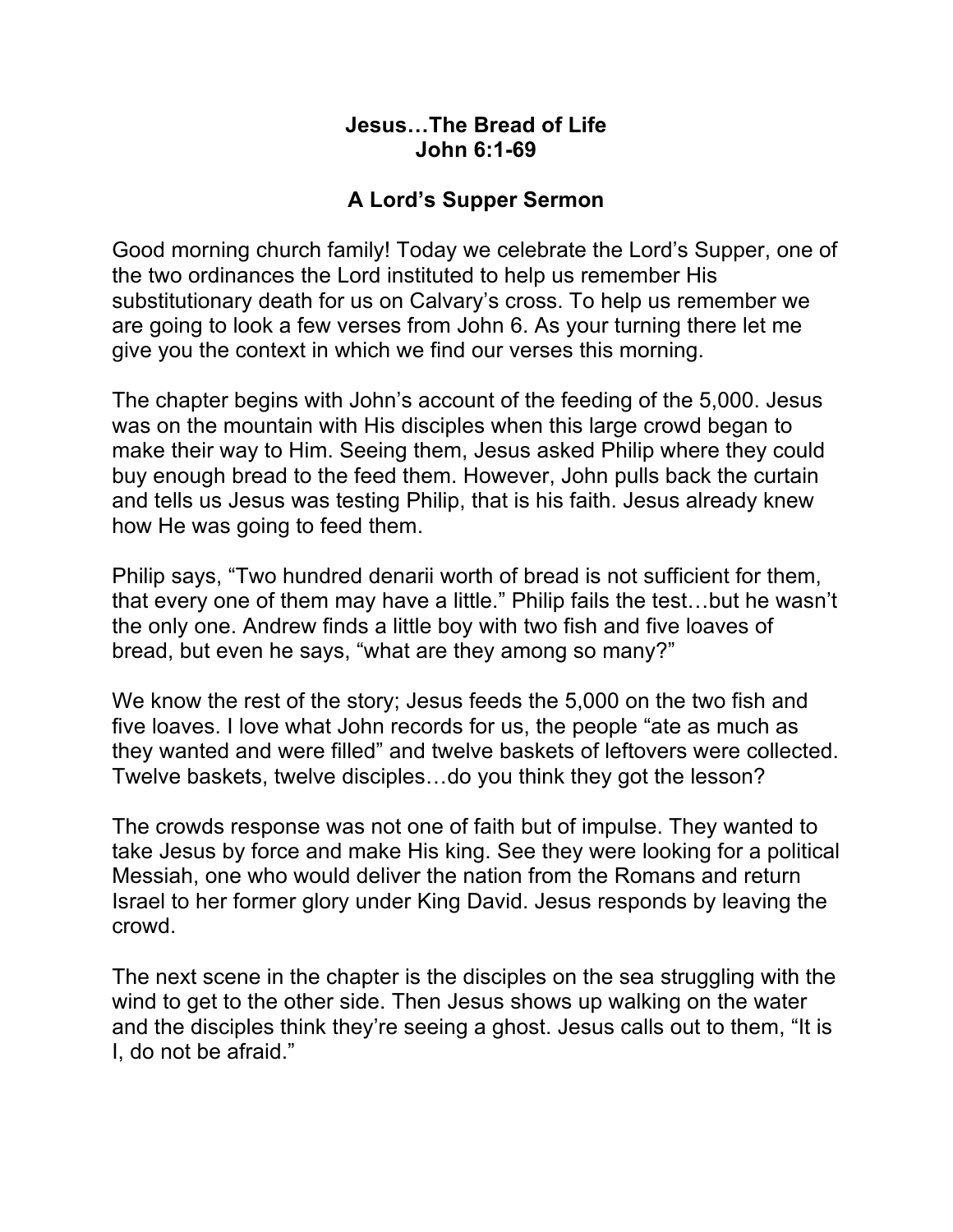**Jesus…The Bread of Life**
**John 6:1-69**

**A Lord's Supper Sermon**

Good morning church family! Today we celebrate the Lord's Supper, one of the two ordinances the Lord instituted to help us remember His substitutionary death for us on Calvary's cross. To help us remember we are going to look a few verses from John 6. As your turning there let me give you the context in which we find our verses this morning.

The chapter begins with John's account of the feeding of the 5,000. Jesus was on the mountain with His disciples when this large crowd began to make their way to Him. Seeing them, Jesus asked Philip where they could buy enough bread to the feed them. However, John pulls back the curtain and tells us Jesus was testing Philip, that is his faith. Jesus already knew how He was going to feed them.

Philip says, "Two hundred denarii worth of bread is not sufficient for them, that every one of them may have a little." Philip fails the test…but he wasn't the only one. Andrew finds a little boy with two fish and five loaves of bread, but even he says, "what are they among so many?"

We know the rest of the story; Jesus feeds the 5,000 on the two fish and five loaves. I love what John records for us, the people "ate as much as they wanted and were filled" and twelve baskets of leftovers were collected. Twelve baskets, twelve disciples…do you think they got the lesson?

The crowds response was not one of faith but of impulse. They wanted to take Jesus by force and make His king. See they were looking for a political Messiah, one who would deliver the nation from the Romans and return Israel to her former glory under King David. Jesus responds by leaving the crowd.

The next scene in the chapter is the disciples on the sea struggling with the wind to get to the other side. Then Jesus shows up walking on the water and the disciples think they're seeing a ghost. Jesus calls out to them, "It is I, do not be afraid."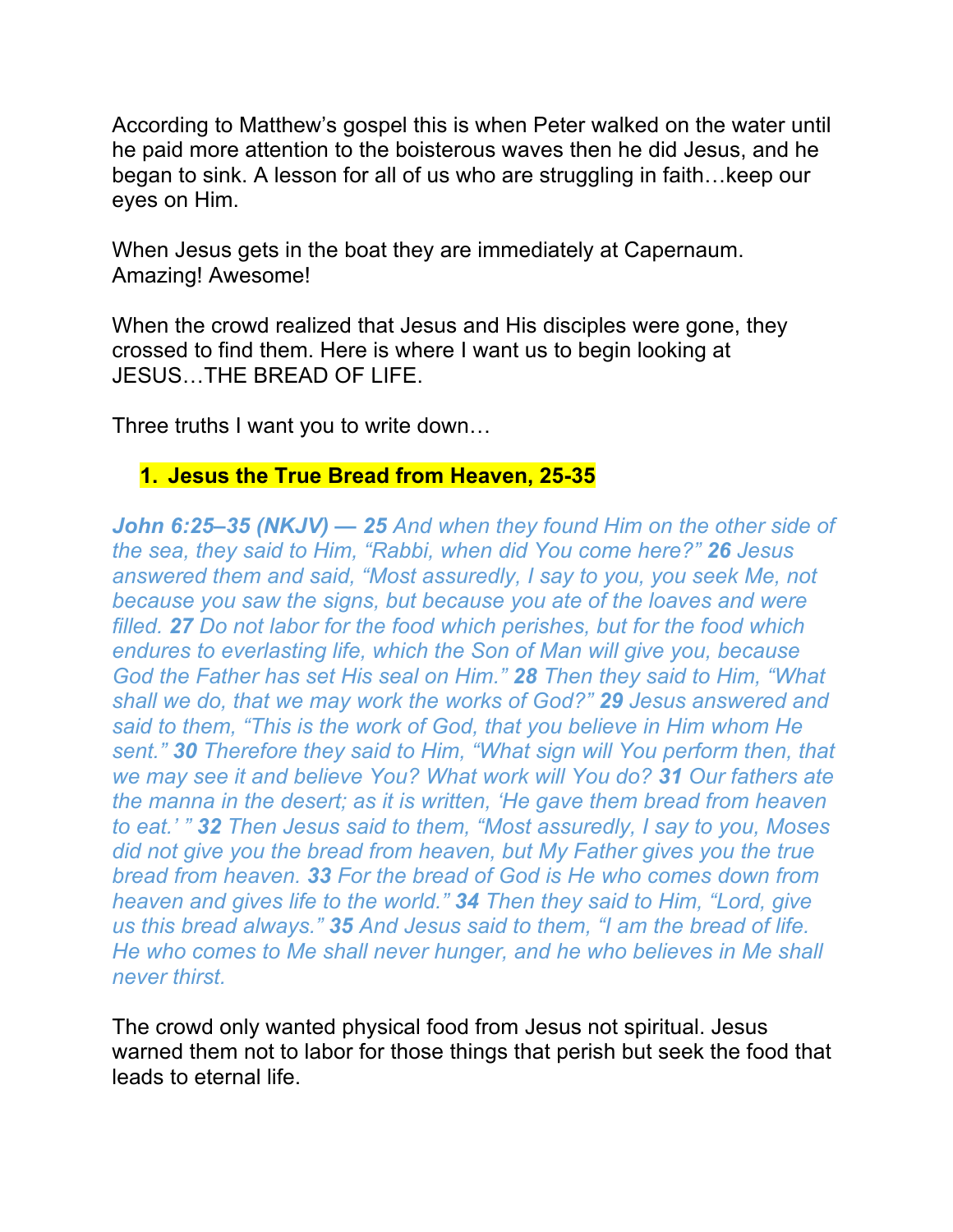According to Matthew's gospel this is when Peter walked on the water until he paid more attention to the boisterous waves then he did Jesus, and he began to sink. A lesson for all of us who are struggling in faith…keep our eyes on Him.

When Jesus gets in the boat they are immediately at Capernaum. Amazing! Awesome!

When the crowd realized that Jesus and His disciples were gone, they crossed to find them. Here is where I want us to begin looking at JESUS…THE BREAD OF LIFE.

Three truths I want you to write down…

1. **Jesus the True Bread from Heaven, 25-35**

***John 6:25–35 (NKJV) — 25*** *And when they found Him on the other side of the sea, they said to Him, "Rabbi, when did You come here?"* ***26*** *Jesus answered them and said, "Most assuredly, I say to you, you seek Me, not because you saw the signs, but because you ate of the loaves and were filled.* ***27*** *Do not labor for the food which perishes, but for the food which endures to everlasting life, which the Son of Man will give you, because God the Father has set His seal on Him."* ***28*** *Then they said to Him, "What shall we do, that we may work the works of God?"* ***29*** *Jesus answered and said to them, "This is the work of God, that you believe in Him whom He sent."* ***30*** *Therefore they said to Him, "What sign will You perform then, that we may see it and believe You? What work will You do?* ***31*** *Our fathers ate the manna in the desert; as it is written, 'He gave them bread from heaven to eat.' "* ***32*** *Then Jesus said to them, "Most assuredly, I say to you, Moses did not give you the bread from heaven, but My Father gives you the true bread from heaven.* ***33*** *For the bread of God is He who comes down from heaven and gives life to the world."* ***34*** *Then they said to Him, "Lord, give us this bread always."* ***35*** *And Jesus said to them, "I am the bread of life. He who comes to Me shall never hunger, and he who believes in Me shall never thirst.*

The crowd only wanted physical food from Jesus not spiritual. Jesus warned them not to labor for those things that perish but seek the food that leads to eternal life.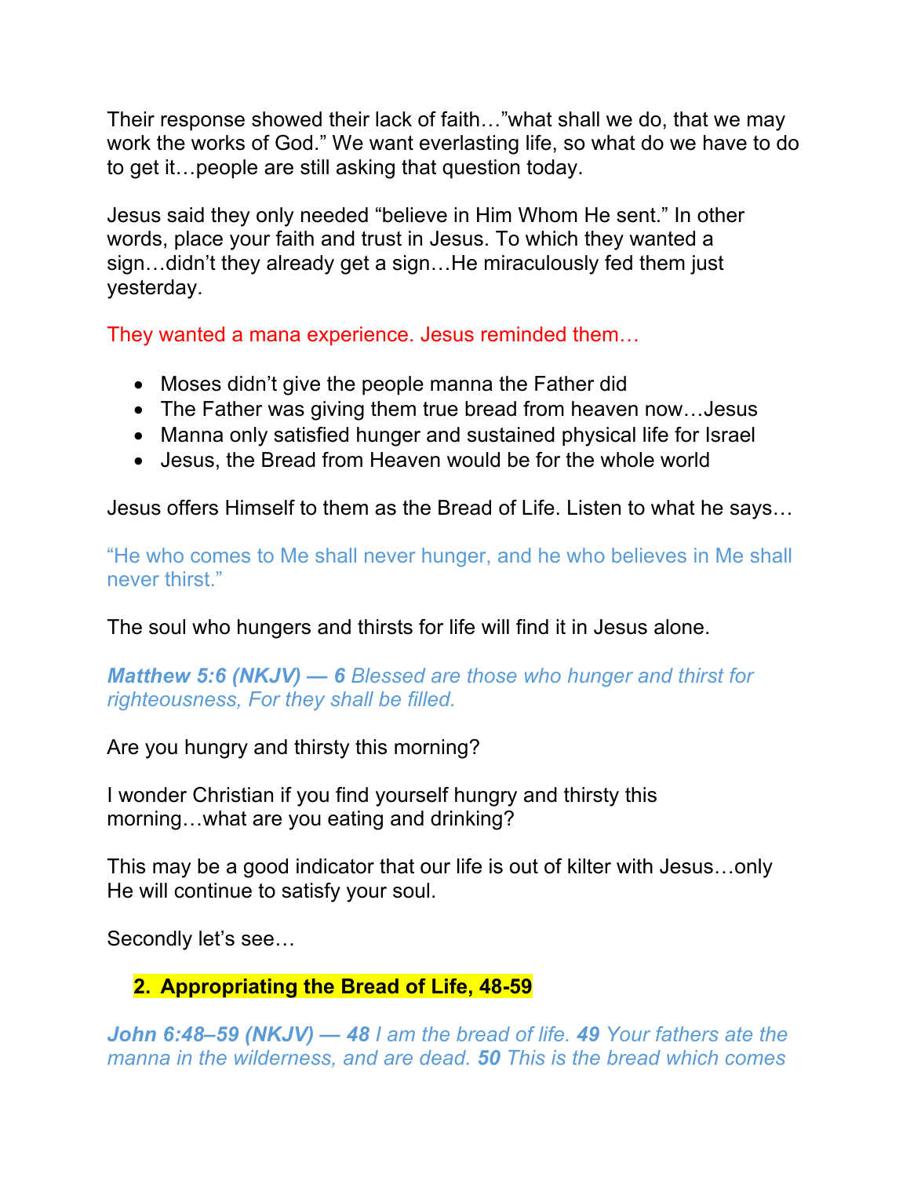Their response showed their lack of faith…"what shall we do, that we may work the works of God." We want everlasting life, so what do we have to do to get it…people are still asking that question today.

Jesus said they only needed "believe in Him Whom He sent." In other words, place your faith and trust in Jesus. To which they wanted a sign…didn't they already get a sign…He miraculously fed them just yesterday.

They wanted a mana experience. Jesus reminded them…

- Moses didn't give the people manna the Father did
- The Father was giving them true bread from heaven now…Jesus
- Manna only satisfied hunger and sustained physical life for Israel
- Jesus, the Bread from Heaven would be for the whole world

Jesus offers Himself to them as the Bread of Life. Listen to what he says…

"He who comes to Me shall never hunger, and he who believes in Me shall never thirst."

The soul who hungers and thirsts for life will find it in Jesus alone.

***Matthew 5:6 (NKJV) — 6*** *Blessed are those who hunger and thirst for righteousness, For they shall be filled.*

Are you hungry and thirsty this morning?

I wonder Christian if you find yourself hungry and thirsty this morning…what are you eating and drinking?

This may be a good indicator that our life is out of kilter with Jesus…only He will continue to satisfy your soul.

Secondly let's see…

**2. Appropriating the Bread of Life, 48-59**

***John 6:48–59 (NKJV) — 48*** *I am the bread of life.* ***49*** *Your fathers ate the manna in the wilderness, and are dead.* ***50*** *This is the bread which comes*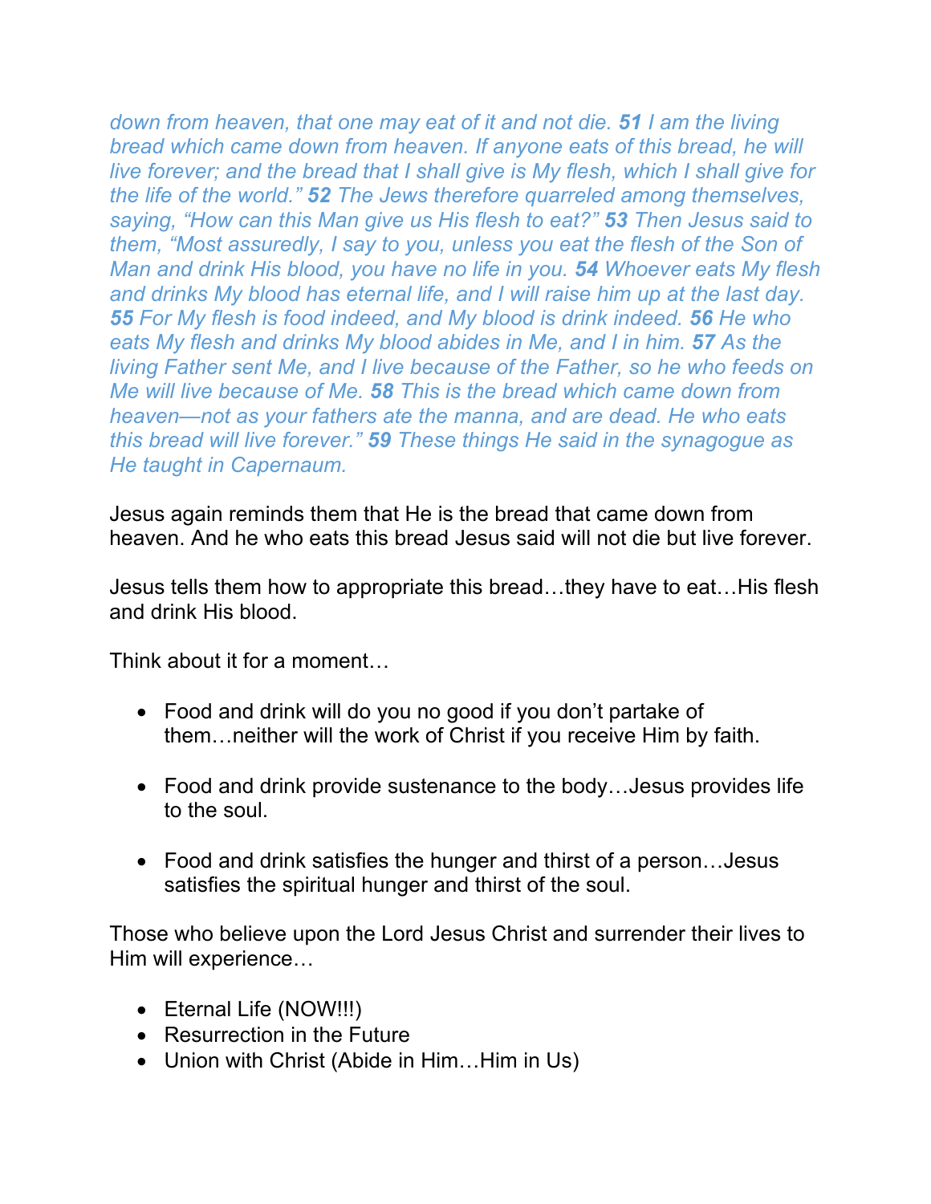*down from heaven, that one may eat of it and not die.* ***51*** *I am the living bread which came down from heaven. If anyone eats of this bread, he will live forever; and the bread that I shall give is My flesh, which I shall give for the life of the world."* ***52*** *The Jews therefore quarreled among themselves, saying, "How can this Man give us His flesh to eat?"* ***53*** *Then Jesus said to them, "Most assuredly, I say to you, unless you eat the flesh of the Son of Man and drink His blood, you have no life in you.* ***54*** *Whoever eats My flesh and drinks My blood has eternal life, and I will raise him up at the last day.* ***55*** *For My flesh is food indeed, and My blood is drink indeed.* ***56*** *He who eats My flesh and drinks My blood abides in Me, and I in him.* ***57*** *As the living Father sent Me, and I live because of the Father, so he who feeds on Me will live because of Me.* ***58*** *This is the bread which came down from heaven—not as your fathers ate the manna, and are dead. He who eats this bread will live forever."* ***59*** *These things He said in the synagogue as He taught in Capernaum.*

Jesus again reminds them that He is the bread that came down from heaven. And he who eats this bread Jesus said will not die but live forever.

Jesus tells them how to appropriate this bread…they have to eat…His flesh and drink His blood.

Think about it for a moment…

- Food and drink will do you no good if you don't partake of them…neither will the work of Christ if you receive Him by faith.

- Food and drink provide sustenance to the body…Jesus provides life to the soul.

- Food and drink satisfies the hunger and thirst of a person…Jesus satisfies the spiritual hunger and thirst of the soul.

Those who believe upon the Lord Jesus Christ and surrender their lives to Him will experience…

- Eternal Life (NOW!!!)
- Resurrection in the Future
- Union with Christ (Abide in Him…Him in Us)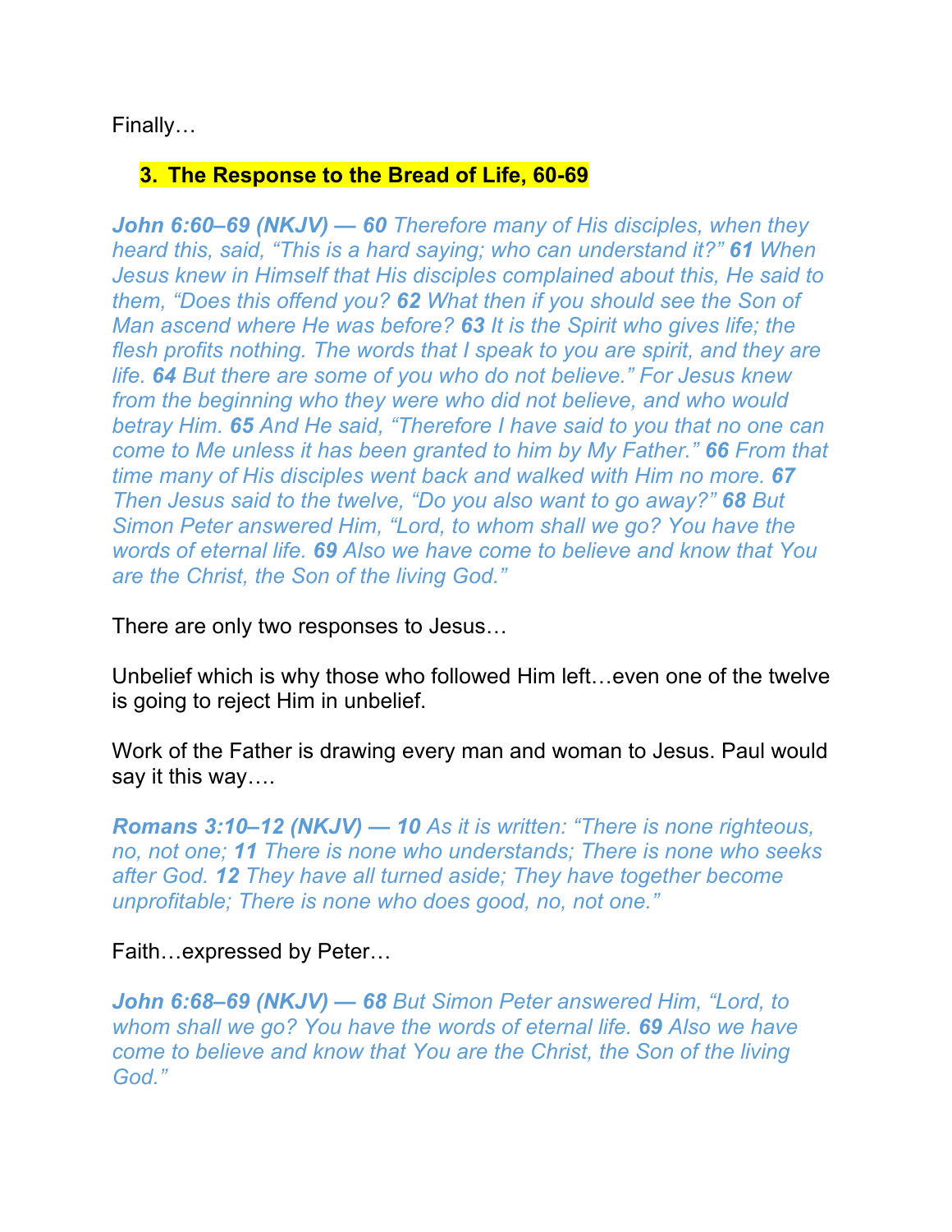Finally…

### **3. The Response to the Bread of Life, 60-69**

***John 6:60–69 (NKJV) — 60*** *Therefore many of His disciples, when they heard this, said, "This is a hard saying; who can understand it?"* ***61*** *When Jesus knew in Himself that His disciples complained about this, He said to them, "Does this offend you?* ***62*** *What then if you should see the Son of Man ascend where He was before?* ***63*** *It is the Spirit who gives life; the flesh profits nothing. The words that I speak to you are spirit, and they are life.* ***64*** *But there are some of you who do not believe." For Jesus knew from the beginning who they were who did not believe, and who would betray Him.* ***65*** *And He said, "Therefore I have said to you that no one can come to Me unless it has been granted to him by My Father."* ***66*** *From that time many of His disciples went back and walked with Him no more.* ***67*** *Then Jesus said to the twelve, "Do you also want to go away?"* ***68*** *But Simon Peter answered Him, "Lord, to whom shall we go? You have the words of eternal life.* ***69*** *Also we have come to believe and know that You are the Christ, the Son of the living God."*

There are only two responses to Jesus…

Unbelief which is why those who followed Him left…even one of the twelve is going to reject Him in unbelief.

Work of the Father is drawing every man and woman to Jesus. Paul would say it this way….

***Romans 3:10–12 (NKJV) — 10*** *As it is written: "There is none righteous, no, not one;* ***11*** *There is none who understands; There is none who seeks after God.* ***12*** *They have all turned aside; They have together become unprofitable; There is none who does good, no, not one."*

Faith…expressed by Peter…

***John 6:68–69 (NKJV) — 68*** *But Simon Peter answered Him, "Lord, to whom shall we go? You have the words of eternal life.* ***69*** *Also we have come to believe and know that You are the Christ, the Son of the living God."*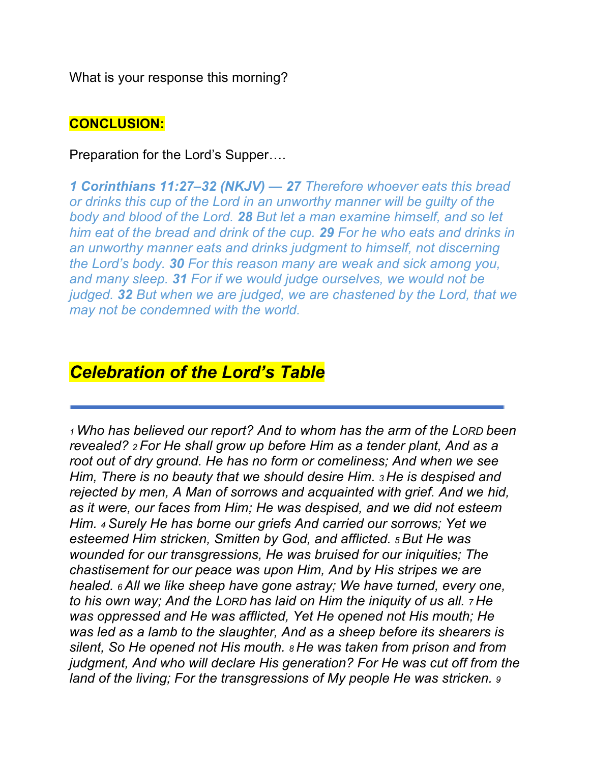What is your response this morning?

**CONCLUSION:**

Preparation for the Lord's Supper….

***1 Corinthians 11:27–32 (NKJV) — 27*** *Therefore whoever eats this bread or drinks this cup of the Lord in an unworthy manner will be guilty of the body and blood of the Lord.* ***28*** *But let a man examine himself, and so let him eat of the bread and drink of the cup.* ***29*** *For he who eats and drinks in an unworthy manner eats and drinks judgment to himself, not discerning the Lord's body.* ***30*** *For this reason many are weak and sick among you, and many sleep.* ***31*** *For if we would judge ourselves, we would not be judged.* ***32*** *But when we are judged, we are chastened by the Lord, that we may not be condemned with the world.*

## ***Celebration of the Lord's Table***

---

*1 Who has believed our report? And to whom has the arm of the LORD been revealed? 2 For He shall grow up before Him as a tender plant, And as a root out of dry ground. He has no form or comeliness; And when we see Him, There is no beauty that we should desire Him. 3 He is despised and rejected by men, A Man of sorrows and acquainted with grief. And we hid, as it were, our faces from Him; He was despised, and we did not esteem Him. 4 Surely He has borne our griefs And carried our sorrows; Yet we esteemed Him stricken, Smitten by God, and afflicted. 5 But He was wounded for our transgressions, He was bruised for our iniquities; The chastisement for our peace was upon Him, And by His stripes we are healed. 6 All we like sheep have gone astray; We have turned, every one, to his own way; And the LORD has laid on Him the iniquity of us all. 7 He was oppressed and He was afflicted, Yet He opened not His mouth; He was led as a lamb to the slaughter, And as a sheep before its shearers is silent, So He opened not His mouth. 8 He was taken from prison and from judgment, And who will declare His generation? For He was cut off from the land of the living; For the transgressions of My people He was stricken. 9*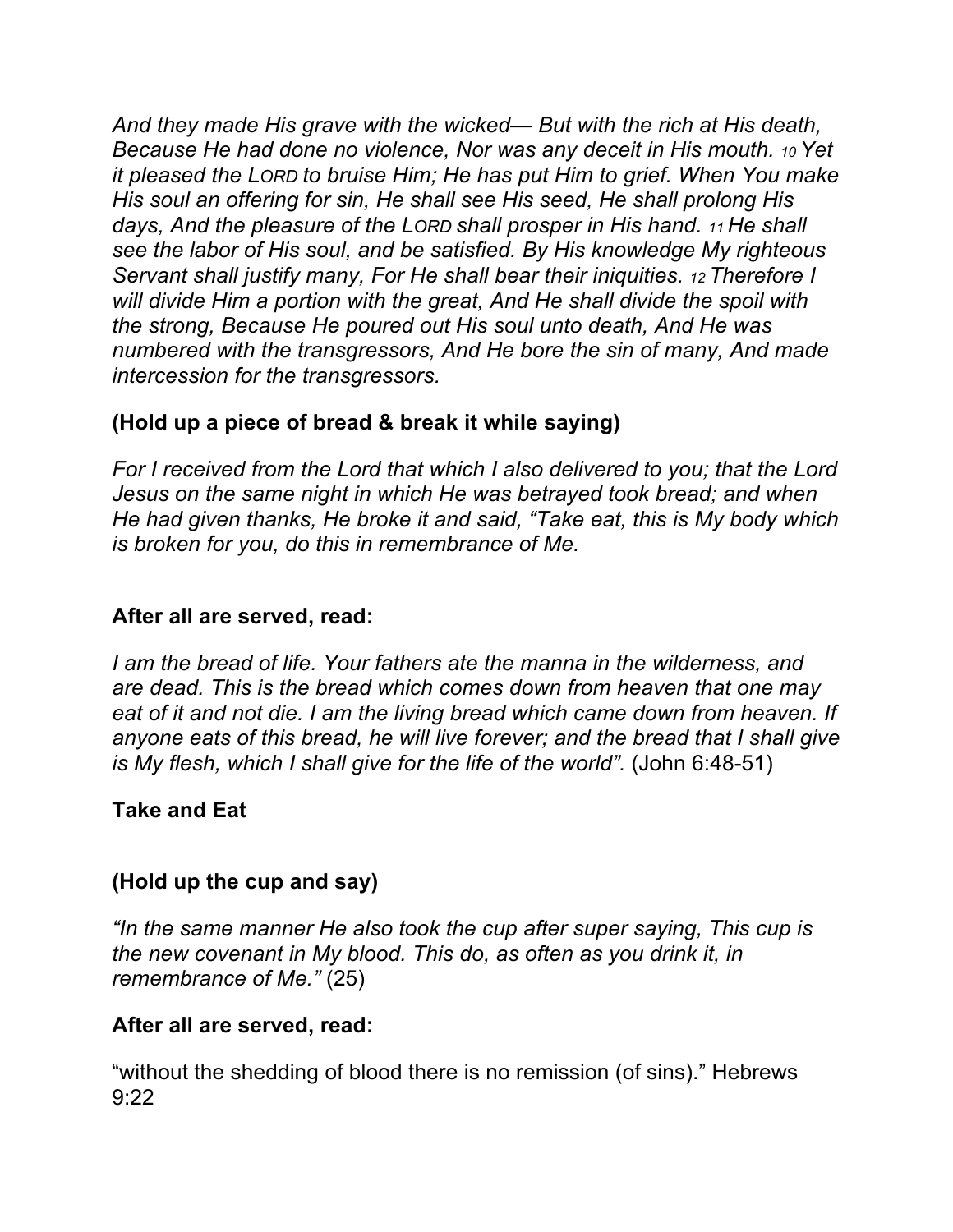*And they made His grave with the wicked— But with the rich at His death, Because He had done no violence, Nor was any deceit in His mouth. 10 Yet it pleased the LORD to bruise Him; He has put Him to grief. When You make His soul an offering for sin, He shall see His seed, He shall prolong His days, And the pleasure of the LORD shall prosper in His hand. 11 He shall see the labor of His soul, and be satisfied. By His knowledge My righteous Servant shall justify many, For He shall bear their iniquities. 12 Therefore I will divide Him a portion with the great, And He shall divide the spoil with the strong, Because He poured out His soul unto death, And He was numbered with the transgressors, And He bore the sin of many, And made intercession for the transgressors.*

**(Hold up a piece of bread & break it while saying)**

*For I received from the Lord that which I also delivered to you; that the Lord Jesus on the same night in which He was betrayed took bread; and when He had given thanks, He broke it and said, "Take eat, this is My body which is broken for you, do this in remembrance of Me.*

**After all are served, read:**

*I am the bread of life. Your fathers ate the manna in the wilderness, and are dead. This is the bread which comes down from heaven that one may eat of it and not die. I am the living bread which came down from heaven. If anyone eats of this bread, he will live forever; and the bread that I shall give is My flesh, which I shall give for the life of the world".* (John 6:48-51)

**Take and Eat**

**(Hold up the cup and say)**

*"In the same manner He also took the cup after super saying, This cup is the new covenant in My blood. This do, as often as you drink it, in remembrance of Me."* (25)

**After all are served, read:**

"without the shedding of blood there is no remission (of sins)." Hebrews 9:22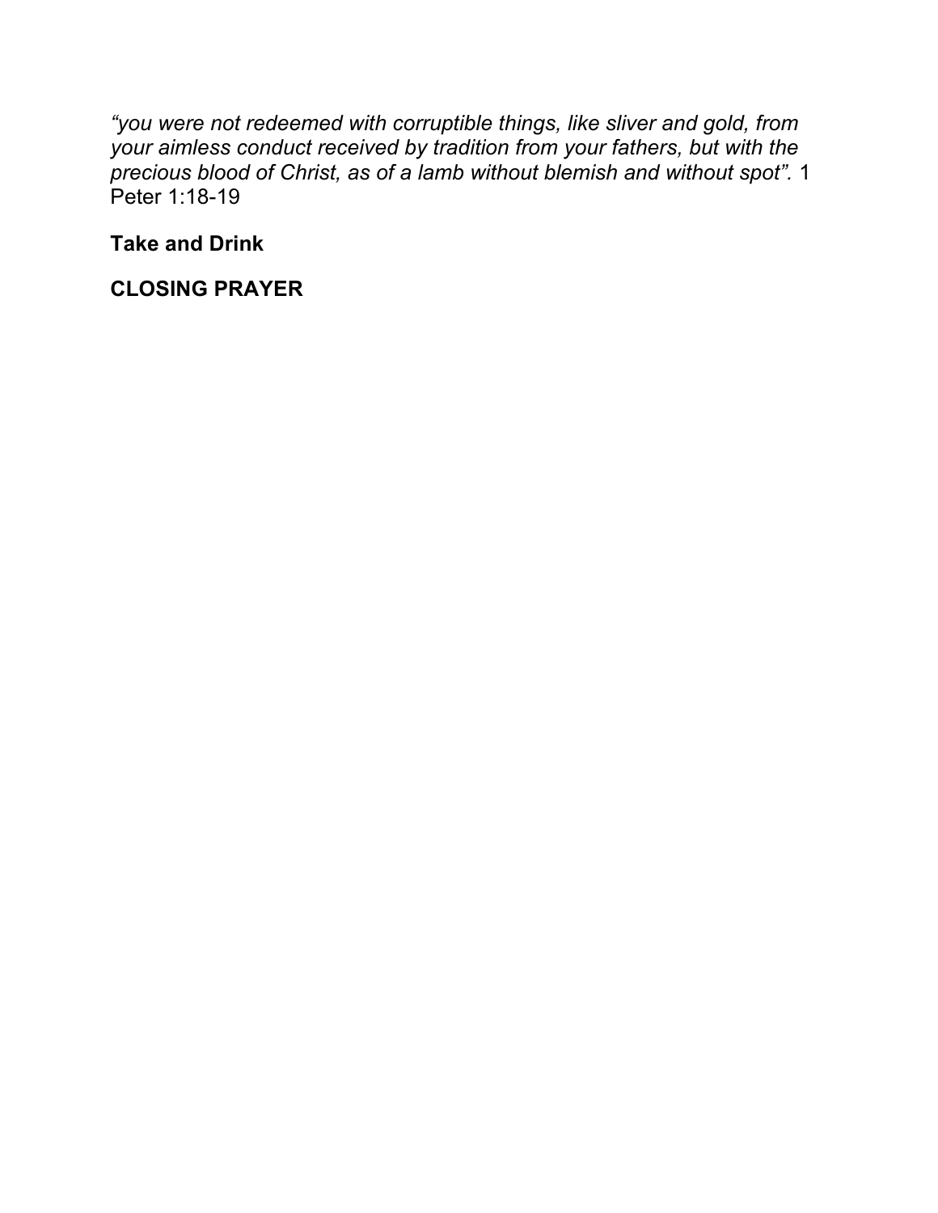*“you were not redeemed with corruptible things, like sliver and gold, from your aimless conduct received by tradition from your fathers, but with the precious blood of Christ, as of a lamb without blemish and without spot”.* 1 Peter 1:18-19

**Take and Drink**

**CLOSING PRAYER**